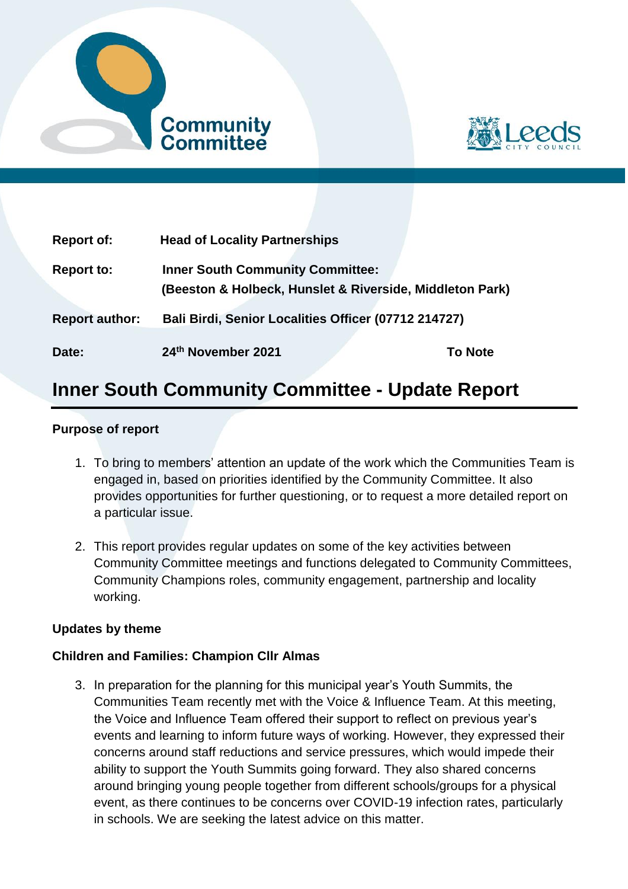Community Committee

Leeds CITY COUNCIL

| | | |
|---|---|---|
| **Report of:** | **Head of Locality Partnerships** | |
| **Report to:** | **Inner South Community Committee: (Beeston & Holbeck, Hunslet & Riverside, Middleton Park)** | |
| **Report author:** | **Bali Birdi, Senior Localities Officer (07712 214727)** | |
| **Date:** | **24th November 2021** | **To Note** |

# Inner South Community Committee - Update Report

**Purpose of report**

1. To bring to members' attention an update of the work which the Communities Team is engaged in, based on priorities identified by the Community Committee. It also provides opportunities for further questioning, or to request a more detailed report on a particular issue.

2. This report provides regular updates on some of the key activities between Community Committee meetings and functions delegated to Community Committees, Community Champions roles, community engagement, partnership and locality working.

**Updates by theme**

**Children and Families: Champion Cllr Almas**

3. In preparation for the planning for this municipal year's Youth Summits, the Communities Team recently met with the Voice & Influence Team. At this meeting, the Voice and Influence Team offered their support to reflect on previous year's events and learning to inform future ways of working. However, they expressed their concerns around staff reductions and service pressures, which would impede their ability to support the Youth Summits going forward. They also shared concerns around bringing young people together from different schools/groups for a physical event, as there continues to be concerns over COVID-19 infection rates, particularly in schools. We are seeking the latest advice on this matter.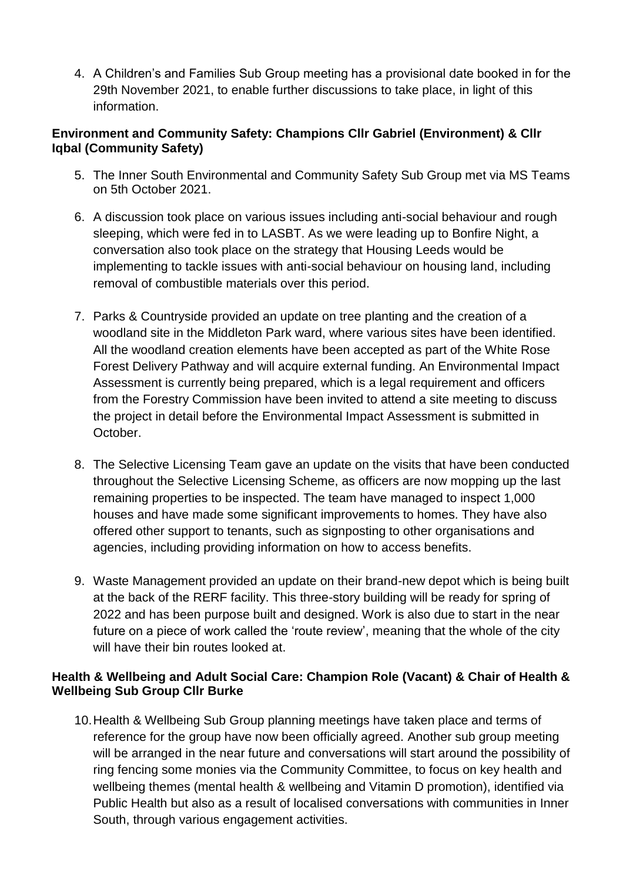4. A Children's and Families Sub Group meeting has a provisional date booked in for the 29th November 2021, to enable further discussions to take place, in light of this information.

**Environment and Community Safety: Champions Cllr Gabriel (Environment) & Cllr Iqbal (Community Safety)**

5. The Inner South Environmental and Community Safety Sub Group met via MS Teams on 5th October 2021.

6. A discussion took place on various issues including anti-social behaviour and rough sleeping, which were fed in to LASBT. As we were leading up to Bonfire Night, a conversation also took place on the strategy that Housing Leeds would be implementing to tackle issues with anti-social behaviour on housing land, including removal of combustible materials over this period.

7. Parks & Countryside provided an update on tree planting and the creation of a woodland site in the Middleton Park ward, where various sites have been identified. All the woodland creation elements have been accepted as part of the White Rose Forest Delivery Pathway and will acquire external funding. An Environmental Impact Assessment is currently being prepared, which is a legal requirement and officers from the Forestry Commission have been invited to attend a site meeting to discuss the project in detail before the Environmental Impact Assessment is submitted in October.

8. The Selective Licensing Team gave an update on the visits that have been conducted throughout the Selective Licensing Scheme, as officers are now mopping up the last remaining properties to be inspected. The team have managed to inspect 1,000 houses and have made some significant improvements to homes. They have also offered other support to tenants, such as signposting to other organisations and agencies, including providing information on how to access benefits.

9. Waste Management provided an update on their brand-new depot which is being built at the back of the RERF facility. This three-story building will be ready for spring of 2022 and has been purpose built and designed. Work is also due to start in the near future on a piece of work called the 'route review', meaning that the whole of the city will have their bin routes looked at.

**Health & Wellbeing and Adult Social Care: Champion Role (Vacant) & Chair of Health & Wellbeing Sub Group Cllr Burke**

10. Health & Wellbeing Sub Group planning meetings have taken place and terms of reference for the group have now been officially agreed. Another sub group meeting will be arranged in the near future and conversations will start around the possibility of ring fencing some monies via the Community Committee, to focus on key health and wellbeing themes (mental health & wellbeing and Vitamin D promotion), identified via Public Health but also as a result of localised conversations with communities in Inner South, through various engagement activities.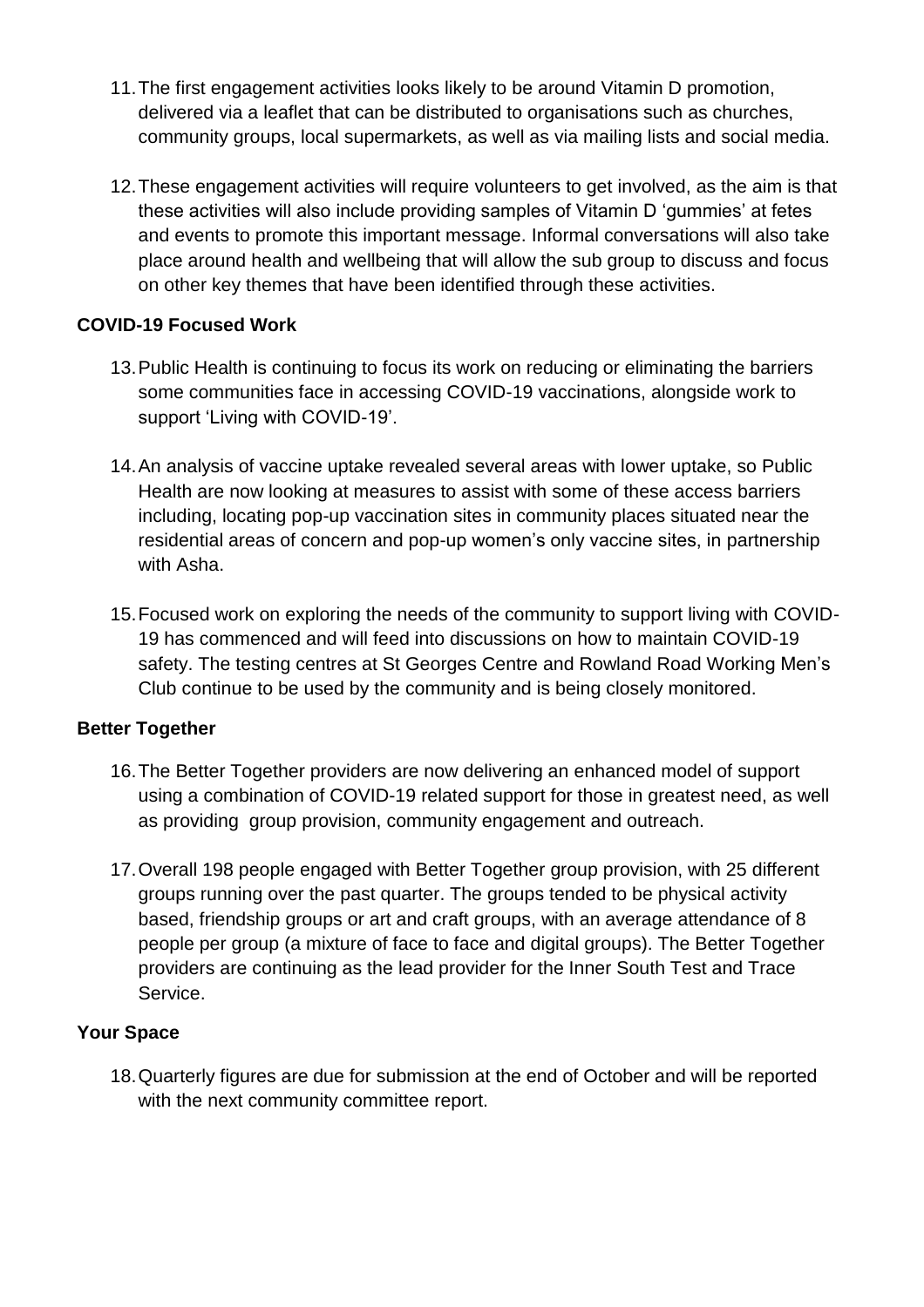11. The first engagement activities looks likely to be around Vitamin D promotion, delivered via a leaflet that can be distributed to organisations such as churches, community groups, local supermarkets, as well as via mailing lists and social media.

12. These engagement activities will require volunteers to get involved, as the aim is that these activities will also include providing samples of Vitamin D 'gummies' at fetes and events to promote this important message. Informal conversations will also take place around health and wellbeing that will allow the sub group to discuss and focus on other key themes that have been identified through these activities.

**COVID-19 Focused Work**

13. Public Health is continuing to focus its work on reducing or eliminating the barriers some communities face in accessing COVID-19 vaccinations, alongside work to support 'Living with COVID-19'.

14. An analysis of vaccine uptake revealed several areas with lower uptake, so Public Health are now looking at measures to assist with some of these access barriers including, locating pop-up vaccination sites in community places situated near the residential areas of concern and pop-up women's only vaccine sites, in partnership with Asha.

15. Focused work on exploring the needs of the community to support living with COVID-19 has commenced and will feed into discussions on how to maintain COVID-19 safety. The testing centres at St Georges Centre and Rowland Road Working Men's Club continue to be used by the community and is being closely monitored.

**Better Together**

16. The Better Together providers are now delivering an enhanced model of support using a combination of COVID-19 related support for those in greatest need, as well as providing group provision, community engagement and outreach.

17. Overall 198 people engaged with Better Together group provision, with 25 different groups running over the past quarter. The groups tended to be physical activity based, friendship groups or art and craft groups, with an average attendance of 8 people per group (a mixture of face to face and digital groups). The Better Together providers are continuing as the lead provider for the Inner South Test and Trace Service.

**Your Space**

18. Quarterly figures are due for submission at the end of October and will be reported with the next community committee report.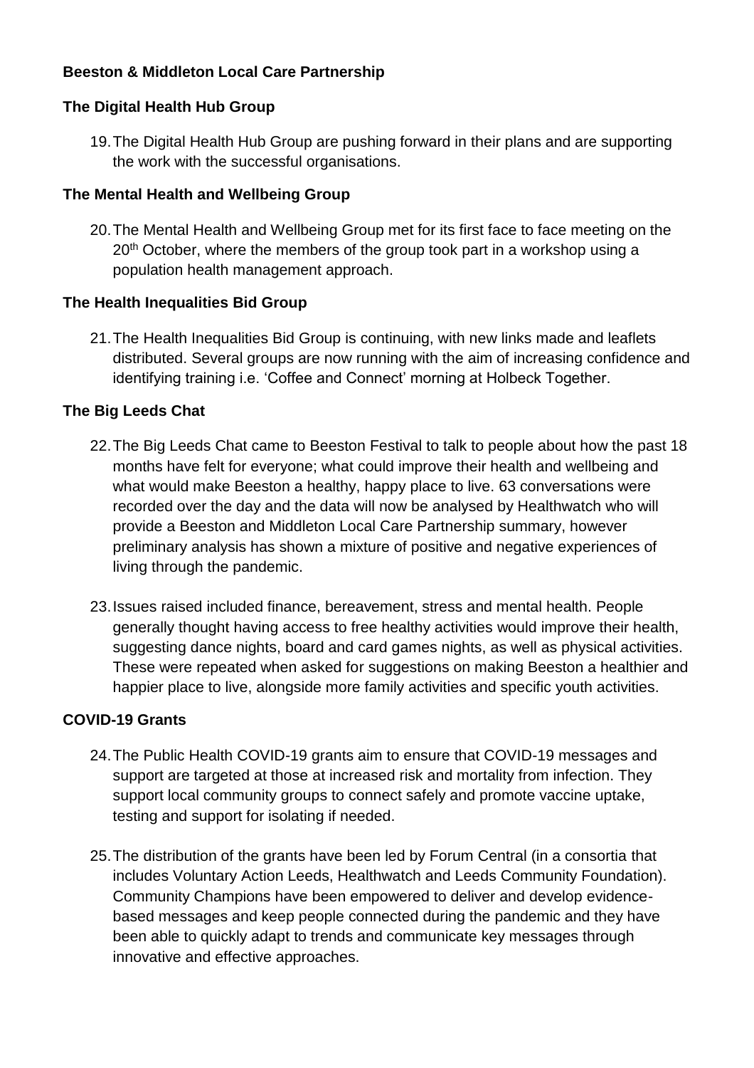**Beeston & Middleton Local Care Partnership**

**The Digital Health Hub Group**

19. The Digital Health Hub Group are pushing forward in their plans and are supporting the work with the successful organisations.

**The Mental Health and Wellbeing Group**

20. The Mental Health and Wellbeing Group met for its first face to face meeting on the 20th October, where the members of the group took part in a workshop using a population health management approach.

**The Health Inequalities Bid Group**

21. The Health Inequalities Bid Group is continuing, with new links made and leaflets distributed. Several groups are now running with the aim of increasing confidence and identifying training i.e. 'Coffee and Connect' morning at Holbeck Together.

**The Big Leeds Chat**

22. The Big Leeds Chat came to Beeston Festival to talk to people about how the past 18 months have felt for everyone; what could improve their health and wellbeing and what would make Beeston a healthy, happy place to live. 63 conversations were recorded over the day and the data will now be analysed by Healthwatch who will provide a Beeston and Middleton Local Care Partnership summary, however preliminary analysis has shown a mixture of positive and negative experiences of living through the pandemic.

23. Issues raised included finance, bereavement, stress and mental health. People generally thought having access to free healthy activities would improve their health, suggesting dance nights, board and card games nights, as well as physical activities. These were repeated when asked for suggestions on making Beeston a healthier and happier place to live, alongside more family activities and specific youth activities.

**COVID-19 Grants**

24. The Public Health COVID-19 grants aim to ensure that COVID-19 messages and support are targeted at those at increased risk and mortality from infection. They support local community groups to connect safely and promote vaccine uptake, testing and support for isolating if needed.

25. The distribution of the grants have been led by Forum Central (in a consortia that includes Voluntary Action Leeds, Healthwatch and Leeds Community Foundation). Community Champions have been empowered to deliver and develop evidence-based messages and keep people connected during the pandemic and they have been able to quickly adapt to trends and communicate key messages through innovative and effective approaches.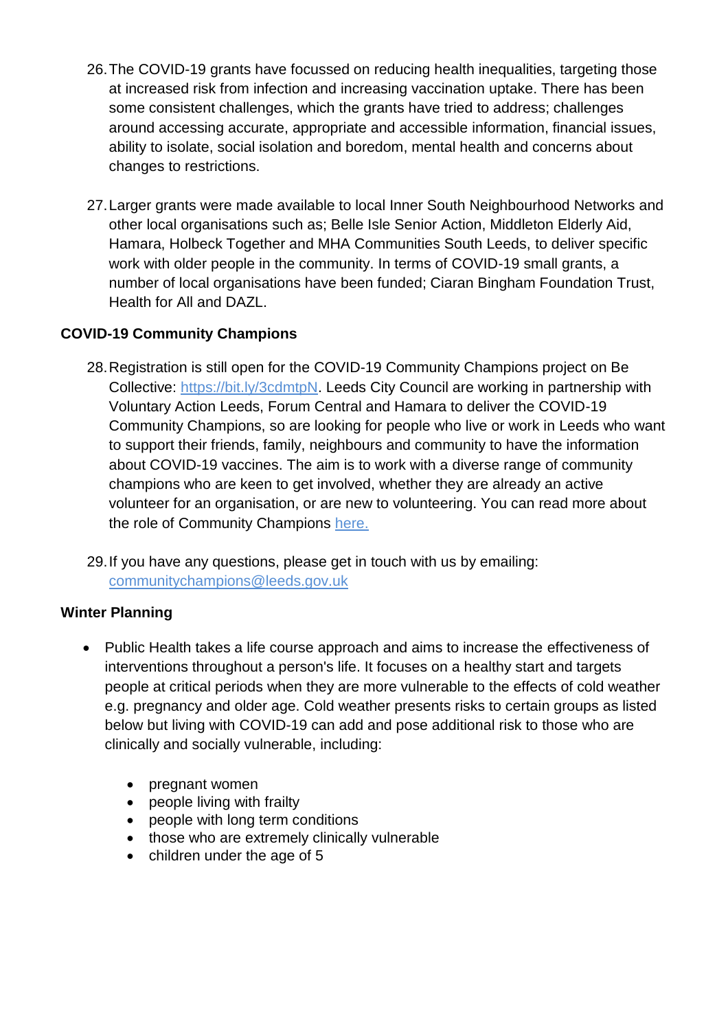26. The COVID-19 grants have focussed on reducing health inequalities, targeting those at increased risk from infection and increasing vaccination uptake. There has been some consistent challenges, which the grants have tried to address; challenges around accessing accurate, appropriate and accessible information, financial issues, ability to isolate, social isolation and boredom, mental health and concerns about changes to restrictions.

27. Larger grants were made available to local Inner South Neighbourhood Networks and other local organisations such as; Belle Isle Senior Action, Middleton Elderly Aid, Hamara, Holbeck Together and MHA Communities South Leeds, to deliver specific work with older people in the community. In terms of COVID-19 small grants, a number of local organisations have been funded; Ciaran Bingham Foundation Trust, Health for All and DAZL.

**COVID-19 Community Champions**

28. Registration is still open for the COVID-19 Community Champions project on Be Collective: [https://bit.ly/3cdmtpN](https://bit.ly/3cdmtpN). Leeds City Council are working in partnership with Voluntary Action Leeds, Forum Central and Hamara to deliver the COVID-19 Community Champions, so are looking for people who live or work in Leeds who want to support their friends, family, neighbours and community to have the information about COVID-19 vaccines. The aim is to work with a diverse range of community champions who are keen to get involved, whether they are already an active volunteer for an organisation, or are new to volunteering. You can read more about the role of Community Champions here.

29. If you have any questions, please get in touch with us by emailing: [communitychampions@leeds.gov.uk](mailto:communitychampions@leeds.gov.uk)

**Winter Planning**

- Public Health takes a life course approach and aims to increase the effectiveness of interventions throughout a person's life. It focuses on a healthy start and targets people at critical periods when they are more vulnerable to the effects of cold weather e.g. pregnancy and older age. Cold weather presents risks to certain groups as listed below but living with COVID-19 can add and pose additional risk to those who are clinically and socially vulnerable, including:

  - pregnant women
  - people living with frailty
  - people with long term conditions
  - those who are extremely clinically vulnerable
  - children under the age of 5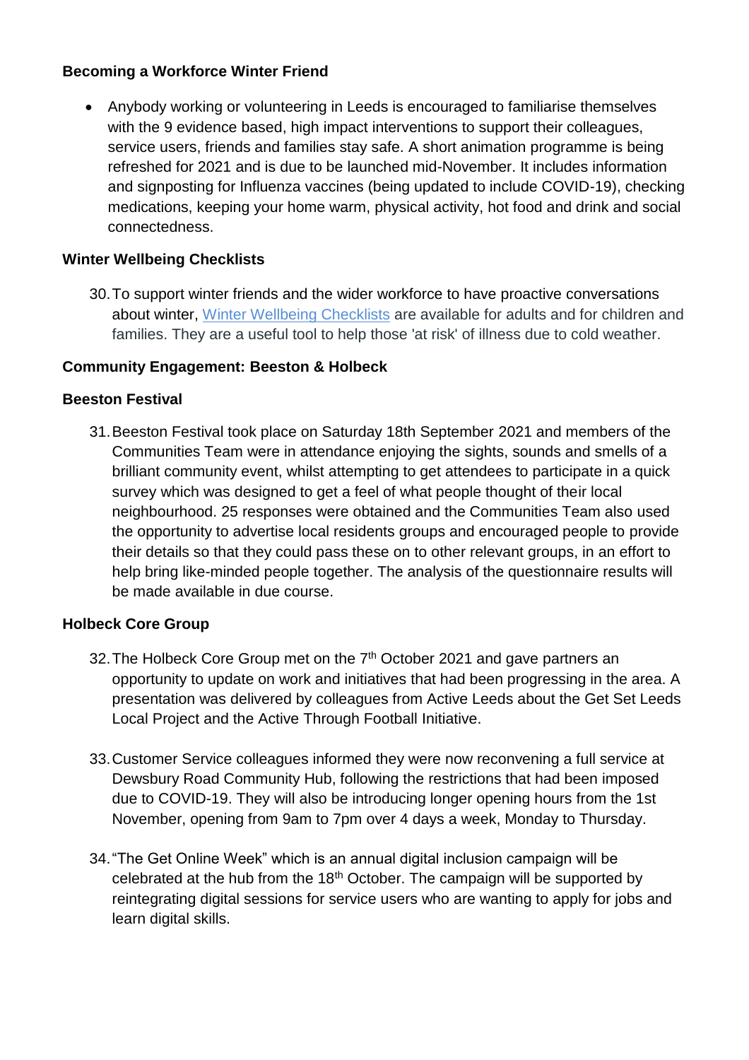**Becoming a Workforce Winter Friend**

- Anybody working or volunteering in Leeds is encouraged to familiarise themselves with the 9 evidence based, high impact interventions to support their colleagues, service users, friends and families stay safe. A short animation programme is being refreshed for 2021 and is due to be launched mid-November. It includes information and signposting for Influenza vaccines (being updated to include COVID-19), checking medications, keeping your home warm, physical activity, hot food and drink and social connectedness.

**Winter Wellbeing Checklists**

30. To support winter friends and the wider workforce to have proactive conversations about winter, [Winter Wellbeing Checklists]() are available for adults and for children and families. They are a useful tool to help those 'at risk' of illness due to cold weather.

**Community Engagement: Beeston & Holbeck**

**Beeston Festival**

31. Beeston Festival took place on Saturday 18th September 2021 and members of the Communities Team were in attendance enjoying the sights, sounds and smells of a brilliant community event, whilst attempting to get attendees to participate in a quick survey which was designed to get a feel of what people thought of their local neighbourhood. 25 responses were obtained and the Communities Team also used the opportunity to advertise local residents groups and encouraged people to provide their details so that they could pass these on to other relevant groups, in an effort to help bring like-minded people together. The analysis of the questionnaire results will be made available in due course.

**Holbeck Core Group**

32. The Holbeck Core Group met on the 7th October 2021 and gave partners an opportunity to update on work and initiatives that had been progressing in the area. A presentation was delivered by colleagues from Active Leeds about the Get Set Leeds Local Project and the Active Through Football Initiative.

33. Customer Service colleagues informed they were now reconvening a full service at Dewsbury Road Community Hub, following the restrictions that had been imposed due to COVID-19. They will also be introducing longer opening hours from the 1st November, opening from 9am to 7pm over 4 days a week, Monday to Thursday.

34. "The Get Online Week" which is an annual digital inclusion campaign will be celebrated at the hub from the 18th October. The campaign will be supported by reintegrating digital sessions for service users who are wanting to apply for jobs and learn digital skills.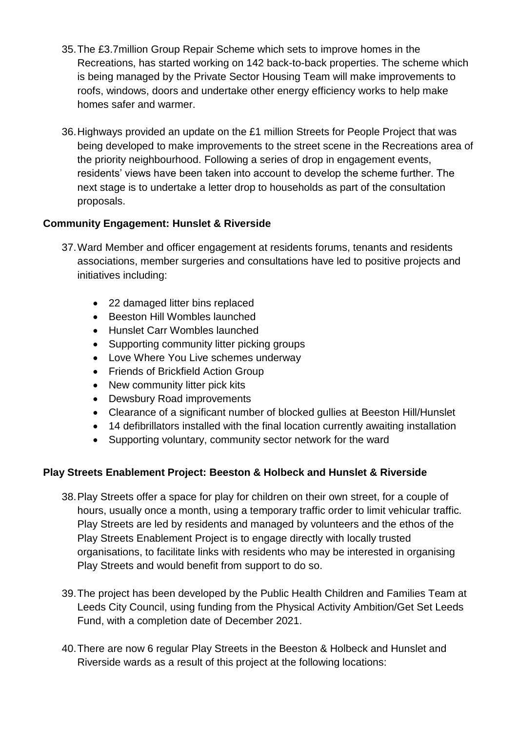35. The £3.7million Group Repair Scheme which sets to improve homes in the Recreations, has started working on 142 back-to-back properties. The scheme which is being managed by the Private Sector Housing Team will make improvements to roofs, windows, doors and undertake other energy efficiency works to help make homes safer and warmer.

36. Highways provided an update on the £1 million Streets for People Project that was being developed to make improvements to the street scene in the Recreations area of the priority neighbourhood. Following a series of drop in engagement events, residents' views have been taken into account to develop the scheme further. The next stage is to undertake a letter drop to households as part of the consultation proposals.

**Community Engagement: Hunslet & Riverside**

37. Ward Member and officer engagement at residents forums, tenants and residents associations, member surgeries and consultations have led to positive projects and initiatives including:

- 22 damaged litter bins replaced
- Beeston Hill Wombles launched
- Hunslet Carr Wombles launched
- Supporting community litter picking groups
- Love Where You Live schemes underway
- Friends of Brickfield Action Group
- New community litter pick kits
- Dewsbury Road improvements
- Clearance of a significant number of blocked gullies at Beeston Hill/Hunslet
- 14 defibrillators installed with the final location currently awaiting installation
- Supporting voluntary, community sector network for the ward

**Play Streets Enablement Project: Beeston & Holbeck and Hunslet & Riverside**

38. Play Streets offer a space for play for children on their own street, for a couple of hours, usually once a month, using a temporary traffic order to limit vehicular traffic. Play Streets are led by residents and managed by volunteers and the ethos of the Play Streets Enablement Project is to engage directly with locally trusted organisations, to facilitate links with residents who may be interested in organising Play Streets and would benefit from support to do so.

39. The project has been developed by the Public Health Children and Families Team at Leeds City Council, using funding from the Physical Activity Ambition/Get Set Leeds Fund, with a completion date of December 2021.

40. There are now 6 regular Play Streets in the Beeston & Holbeck and Hunslet and Riverside wards as a result of this project at the following locations: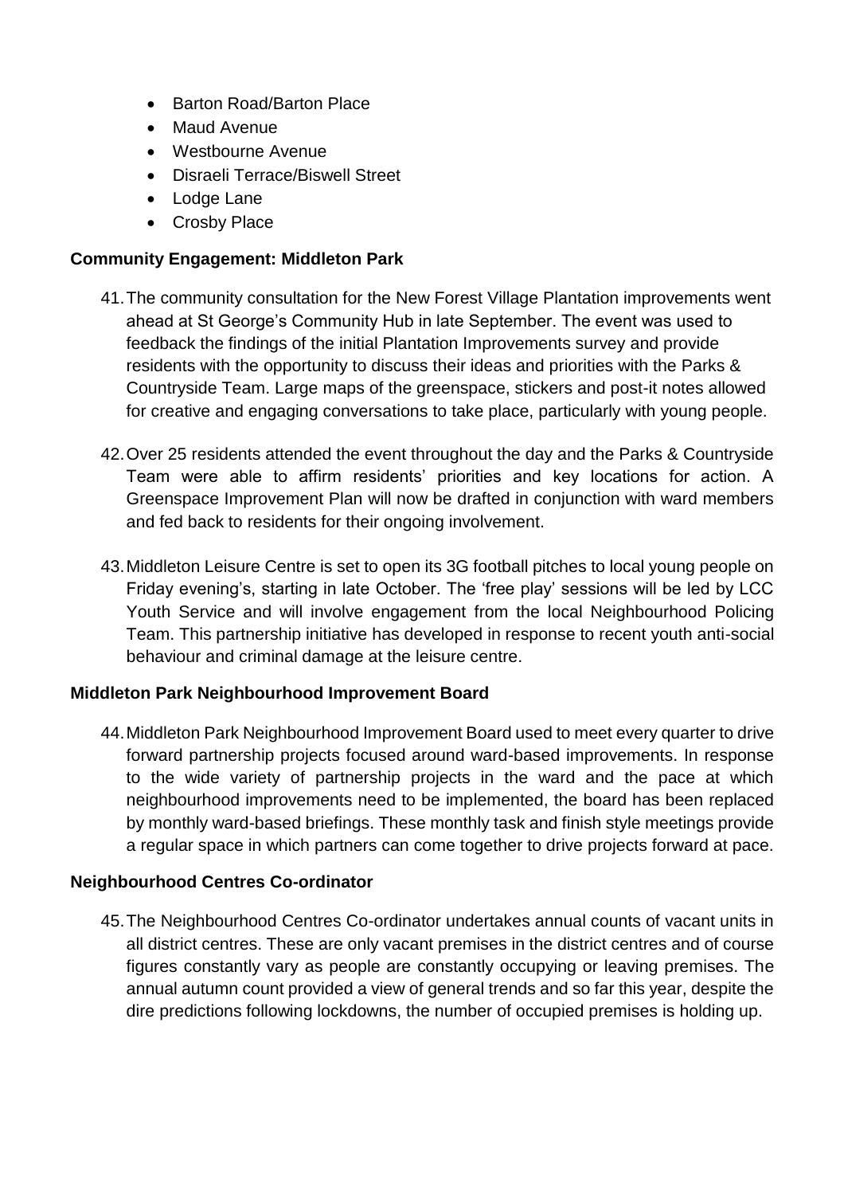- Barton Road/Barton Place
- Maud Avenue
- Westbourne Avenue
- Disraeli Terrace/Biswell Street
- Lodge Lane
- Crosby Place

**Community Engagement: Middleton Park**

41. The community consultation for the New Forest Village Plantation improvements went ahead at St George's Community Hub in late September. The event was used to feedback the findings of the initial Plantation Improvements survey and provide residents with the opportunity to discuss their ideas and priorities with the Parks & Countryside Team. Large maps of the greenspace, stickers and post-it notes allowed for creative and engaging conversations to take place, particularly with young people.

42. Over 25 residents attended the event throughout the day and the Parks & Countryside Team were able to affirm residents' priorities and key locations for action. A Greenspace Improvement Plan will now be drafted in conjunction with ward members and fed back to residents for their ongoing involvement.

43. Middleton Leisure Centre is set to open its 3G football pitches to local young people on Friday evening's, starting in late October. The 'free play' sessions will be led by LCC Youth Service and will involve engagement from the local Neighbourhood Policing Team. This partnership initiative has developed in response to recent youth anti-social behaviour and criminal damage at the leisure centre.

**Middleton Park Neighbourhood Improvement Board**

44. Middleton Park Neighbourhood Improvement Board used to meet every quarter to drive forward partnership projects focused around ward-based improvements. In response to the wide variety of partnership projects in the ward and the pace at which neighbourhood improvements need to be implemented, the board has been replaced by monthly ward-based briefings. These monthly task and finish style meetings provide a regular space in which partners can come together to drive projects forward at pace.

**Neighbourhood Centres Co-ordinator**

45. The Neighbourhood Centres Co-ordinator undertakes annual counts of vacant units in all district centres. These are only vacant premises in the district centres and of course figures constantly vary as people are constantly occupying or leaving premises. The annual autumn count provided a view of general trends and so far this year, despite the dire predictions following lockdowns, the number of occupied premises is holding up.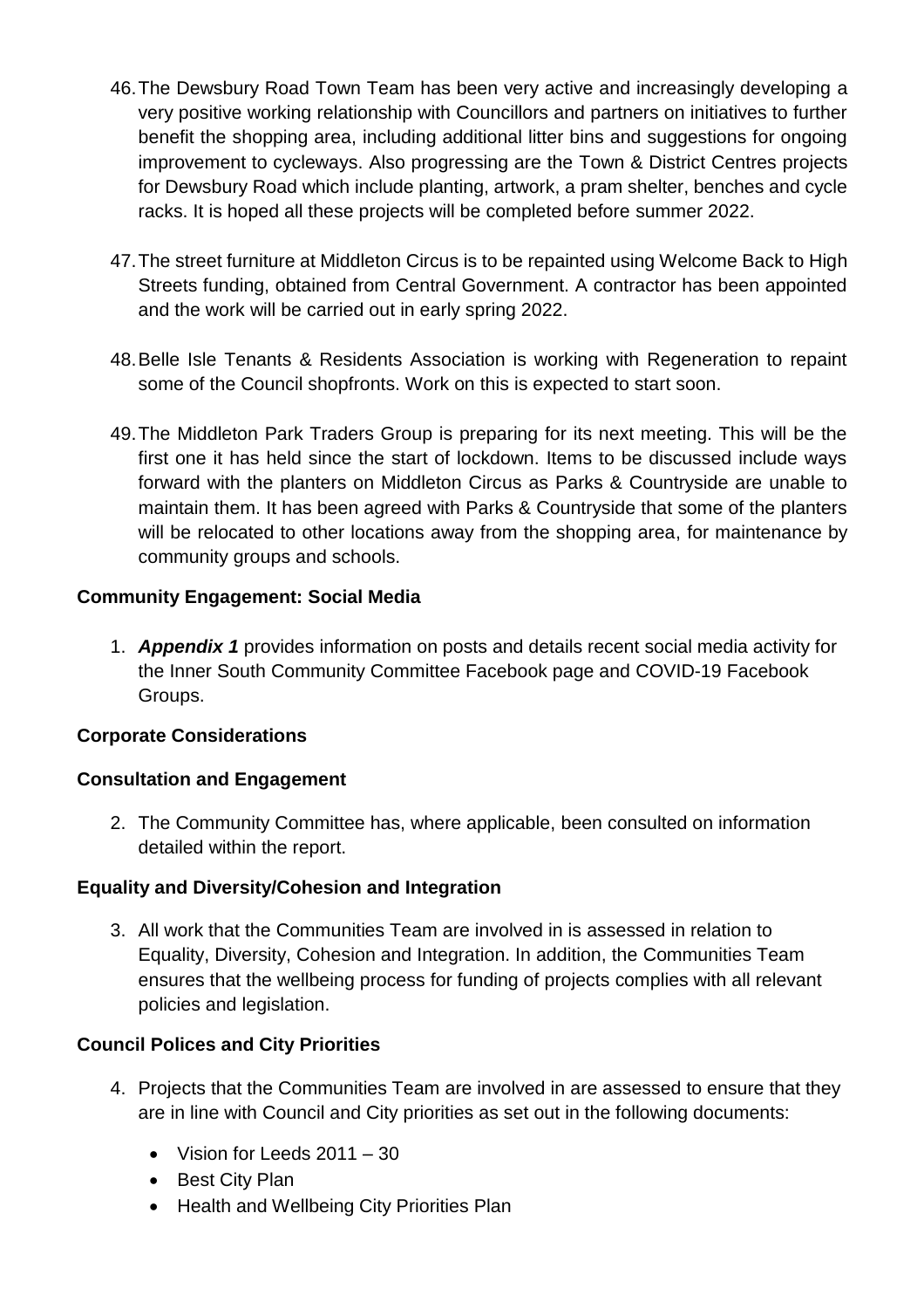46. The Dewsbury Road Town Team has been very active and increasingly developing a very positive working relationship with Councillors and partners on initiatives to further benefit the shopping area, including additional litter bins and suggestions for ongoing improvement to cycleways. Also progressing are the Town & District Centres projects for Dewsbury Road which include planting, artwork, a pram shelter, benches and cycle racks. It is hoped all these projects will be completed before summer 2022.

47. The street furniture at Middleton Circus is to be repainted using Welcome Back to High Streets funding, obtained from Central Government. A contractor has been appointed and the work will be carried out in early spring 2022.

48. Belle Isle Tenants & Residents Association is working with Regeneration to repaint some of the Council shopfronts. Work on this is expected to start soon.

49. The Middleton Park Traders Group is preparing for its next meeting. This will be the first one it has held since the start of lockdown. Items to be discussed include ways forward with the planters on Middleton Circus as Parks & Countryside are unable to maintain them. It has been agreed with Parks & Countryside that some of the planters will be relocated to other locations away from the shopping area, for maintenance by community groups and schools.

**Community Engagement: Social Media**

1. ***Appendix 1*** provides information on posts and details recent social media activity for the Inner South Community Committee Facebook page and COVID-19 Facebook Groups.

**Corporate Considerations**

**Consultation and Engagement**

2. The Community Committee has, where applicable, been consulted on information detailed within the report.

**Equality and Diversity/Cohesion and Integration**

3. All work that the Communities Team are involved in is assessed in relation to Equality, Diversity, Cohesion and Integration. In addition, the Communities Team ensures that the wellbeing process for funding of projects complies with all relevant policies and legislation.

**Council Polices and City Priorities**

4. Projects that the Communities Team are involved in are assessed to ensure that they are in line with Council and City priorities as set out in the following documents:
   - Vision for Leeds 2011 – 30
   - Best City Plan
   - Health and Wellbeing City Priorities Plan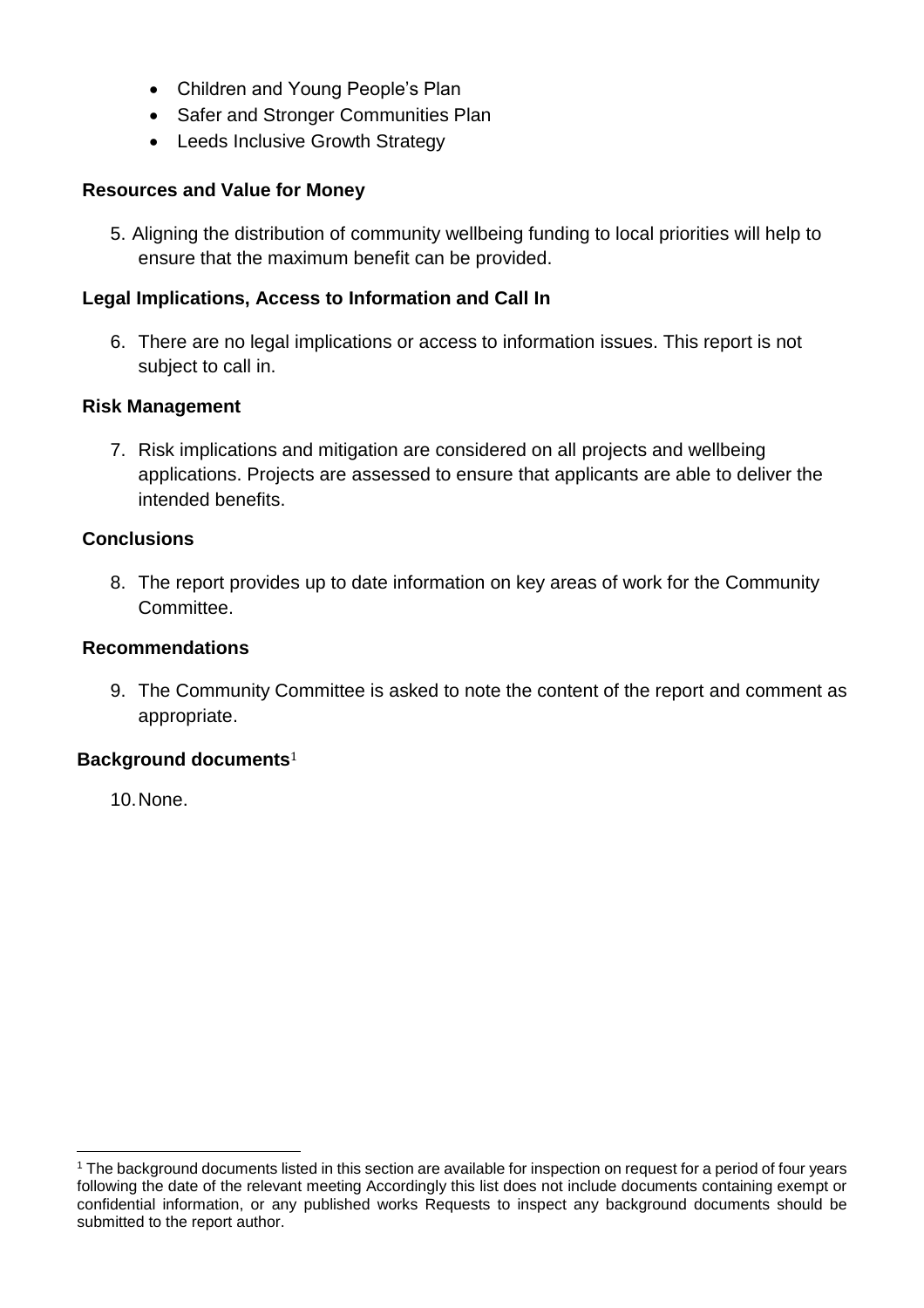- Children and Young People's Plan
- Safer and Stronger Communities Plan
- Leeds Inclusive Growth Strategy

**Resources and Value for Money**

5. Aligning the distribution of community wellbeing funding to local priorities will help to ensure that the maximum benefit can be provided.

**Legal Implications, Access to Information and Call In**

6. There are no legal implications or access to information issues. This report is not subject to call in.

**Risk Management**

7. Risk implications and mitigation are considered on all projects and wellbeing applications. Projects are assessed to ensure that applicants are able to deliver the intended benefits.

**Conclusions**

8. The report provides up to date information on key areas of work for the Community Committee.

**Recommendations**

9. The Community Committee is asked to note the content of the report and comment as appropriate.

**Background documents**[1]

10. None.

[1] The background documents listed in this section are available for inspection on request for a period of four years following the date of the relevant meeting Accordingly this list does not include documents containing exempt or confidential information, or any published works Requests to inspect any background documents should be submitted to the report author.